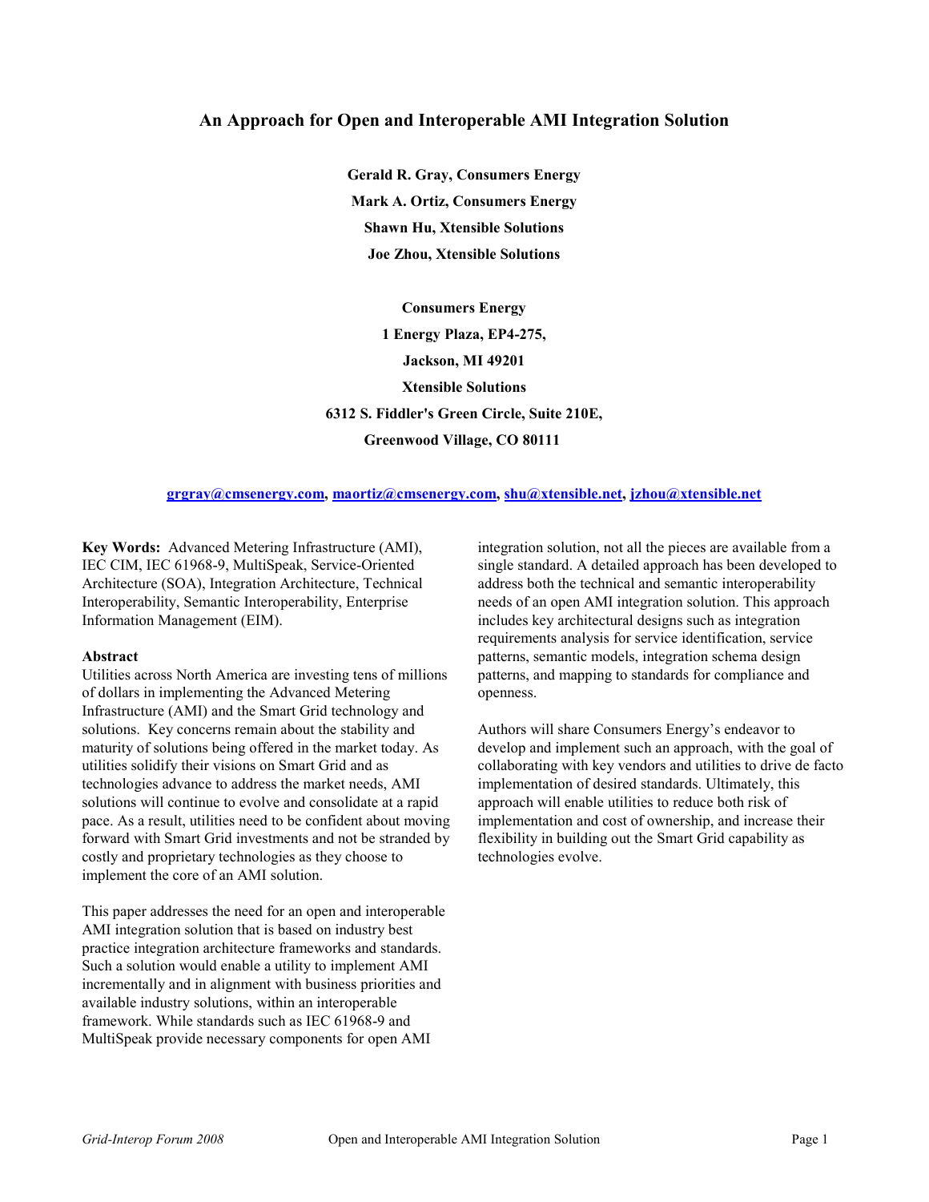# An Approach for Open and Interoperable AMI Integration Solution

**Gerald R. Gray, Consumers Energy**

**Mark A. Ortiz, Consumers Energy**

**Shawn Hu, Xtensible Solutions**

**Joe Zhou, Xtensible Solutions**

**Consumers Energy**

**1 Energy Plaza, EP4-275,**

**Jackson, MI 49201**

**Xtensible Solutions**

**6312 S. Fiddler's Green Circle, Suite 210E,**

**Greenwood Village, CO 80111**

**grgray@cmsenergy.com, maortiz@cmsenergy.com, shu@xtensible.net, jzhou@xtensible.net**

**Key Words:** Advanced Metering Infrastructure (AMI), IEC CIM, IEC 61968-9, MultiSpeak, Service-Oriented Architecture (SOA), Integration Architecture, Technical Interoperability, Semantic Interoperability, Enterprise Information Management (EIM).

**Abstract**

Utilities across North America are investing tens of millions of dollars in implementing the Advanced Metering Infrastructure (AMI) and the Smart Grid technology and solutions. Key concerns remain about the stability and maturity of solutions being offered in the market today. As utilities solidify their visions on Smart Grid and as technologies advance to address the market needs, AMI solutions will continue to evolve and consolidate at a rapid pace. As a result, utilities need to be confident about moving forward with Smart Grid investments and not be stranded by costly and proprietary technologies as they choose to implement the core of an AMI solution.

This paper addresses the need for an open and interoperable AMI integration solution that is based on industry best practice integration architecture frameworks and standards. Such a solution would enable a utility to implement AMI incrementally and in alignment with business priorities and available industry solutions, within an interoperable framework. While standards such as IEC 61968-9 and MultiSpeak provide necessary components for open AMI integration solution, not all the pieces are available from a single standard. A detailed approach has been developed to address both the technical and semantic interoperability needs of an open AMI integration solution. This approach includes key architectural designs such as integration requirements analysis for service identification, service patterns, semantic models, integration schema design patterns, and mapping to standards for compliance and openness.

Authors will share Consumers Energy's endeavor to develop and implement such an approach, with the goal of collaborating with key vendors and utilities to drive de facto implementation of desired standards. Ultimately, this approach will enable utilities to reduce both risk of implementation and cost of ownership, and increase their flexibility in building out the Smart Grid capability as technologies evolve.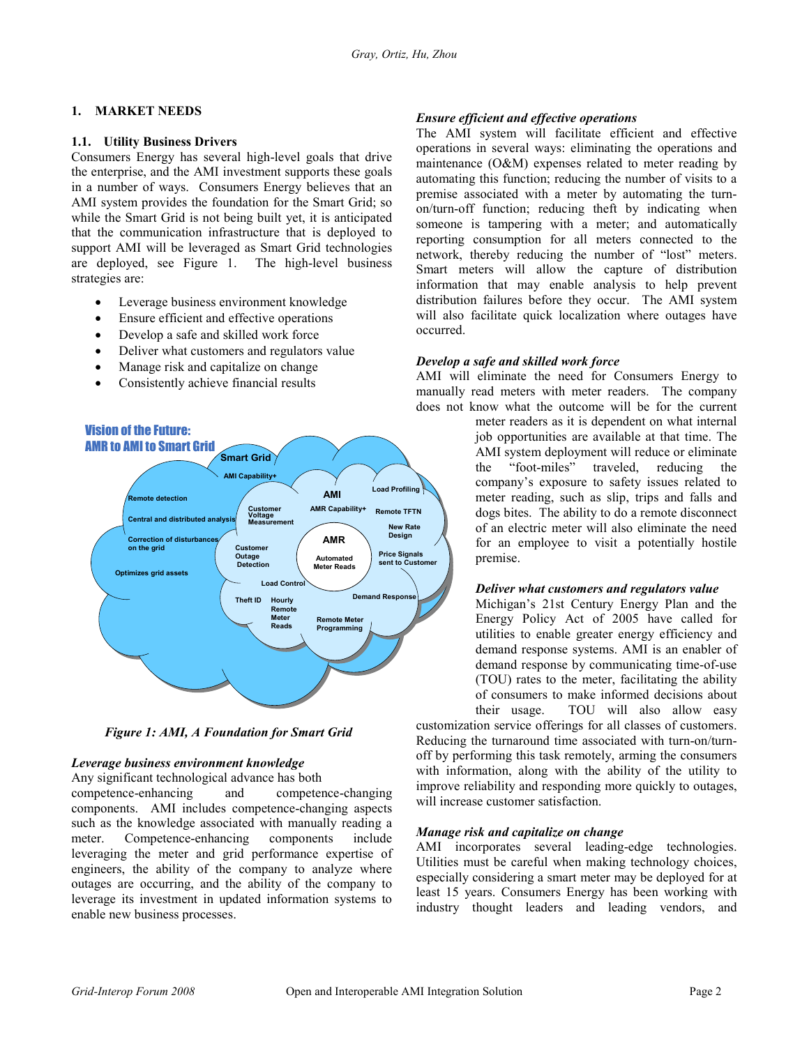## 1. MARKET NEEDS

### 1.1. Utility Business Drivers

Consumers Energy has several high-level goals that drive the enterprise, and the AMI investment supports these goals in a number of ways. Consumers Energy believes that an AMI system provides the foundation for the Smart Grid; so while the Smart Grid is not being built yet, it is anticipated that the communication infrastructure that is deployed to support AMI will be leveraged as Smart Grid technologies are deployed, see Figure 1. The high-level business strategies are:

- Leverage business environment knowledge
- Ensure efficient and effective operations
- Develop a safe and skilled work force
- Deliver what customers and regulators value
- Manage risk and capitalize on change
- Consistently achieve financial results

Vision of the Future:
AMR to AMI to Smart Grid

Smart Grid
AMI Capability+
Remote detection
Central and distributed analysis
Correction of disturbances on the grid
Optimizes grid assets

AMI
AMR Capability+
Customer Voltage Measurement
Load Profiling
Remote TFTN
New Rate Design
Price Signals sent to Customer
Customer Outage Detection
Load Control
Demand Response
Theft ID
Hourly Remote Meter Reads
Remote Meter Programming

AMR
Automated Meter Reads

*Figure 1: AMI, A Foundation for Smart Grid*

#### *Leverage business environment knowledge*

Any significant technological advance has both competence-enhancing and competence-changing components. AMI includes competence-changing aspects such as the knowledge associated with manually reading a meter. Competence-enhancing components include leveraging the meter and grid performance expertise of engineers, the ability of the company to analyze where outages are occurring, and the ability of the company to leverage its investment in updated information systems to enable new business processes.

#### *Ensure efficient and effective operations*

The AMI system will facilitate efficient and effective operations in several ways: eliminating the operations and maintenance (O&M) expenses related to meter reading by automating this function; reducing the number of visits to a premise associated with a meter by automating the turn-on/turn-off function; reducing theft by indicating when someone is tampering with a meter; and automatically reporting consumption for all meters connected to the network, thereby reducing the number of "lost" meters. Smart meters will allow the capture of distribution information that may enable analysis to help prevent distribution failures before they occur. The AMI system will also facilitate quick localization where outages have occurred.

#### *Develop a safe and skilled work force*

AMI will eliminate the need for Consumers Energy to manually read meters with meter readers. The company does not know what the outcome will be for the current meter readers as it is dependent on what internal job opportunities are available at that time. The AMI system deployment will reduce or eliminate the "foot-miles" traveled, reducing the company's exposure to safety issues related to meter reading, such as slip, trips and falls and dogs bites. The ability to do a remote disconnect of an electric meter will also eliminate the need for an employee to visit a potentially hostile premise.

#### *Deliver what customers and regulators value*

Michigan's 21st Century Energy Plan and the Energy Policy Act of 2005 have called for utilities to enable greater energy efficiency and demand response systems. AMI is an enabler of demand response by communicating time-of-use (TOU) rates to the meter, facilitating the ability of consumers to make informed decisions about their usage. TOU will also allow easy customization service offerings for all classes of customers. Reducing the turnaround time associated with turn-on/turn-off by performing this task remotely, arming the consumers with information, along with the ability of the utility to improve reliability and responding more quickly to outages, will increase customer satisfaction.

#### *Manage risk and capitalize on change*

AMI incorporates several leading-edge technologies. Utilities must be careful when making technology choices, especially considering a smart meter may be deployed for at least 15 years. Consumers Energy has been working with industry thought leaders and leading vendors, and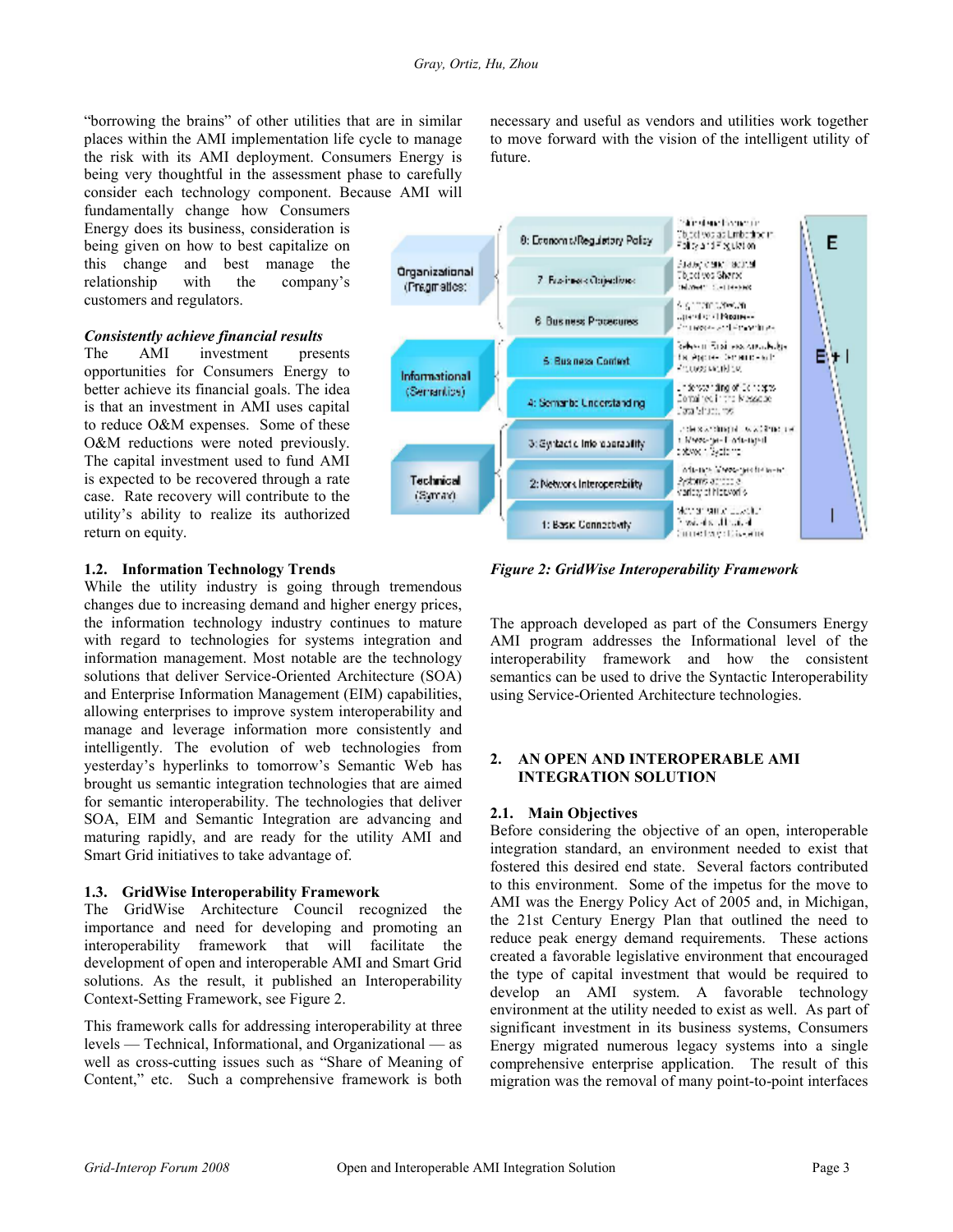"borrowing the brains" of other utilities that are in similar places within the AMI implementation life cycle to manage the risk with its AMI deployment. Consumers Energy is being very thoughtful in the assessment phase to carefully consider each technology component. Because AMI will fundamentally change how Consumers Energy does its business, consideration is being given on how to best capitalize on this change and best manage the relationship with the company's customers and regulators.

***Consistently achieve financial results***

The AMI investment presents opportunities for Consumers Energy to better achieve its financial goals. The idea is that an investment in AMI uses capital to reduce O&M expenses. Some of these O&M reductions were noted previously. The capital investment used to fund AMI is expected to be recovered through a rate case. Rate recovery will contribute to the utility's ability to realize its authorized return on equity.

### 1.2. Information Technology Trends

While the utility industry is going through tremendous changes due to increasing demand and higher energy prices, the information technology industry continues to mature with regard to technologies for systems integration and information management. Most notable are the technology solutions that deliver Service-Oriented Architecture (SOA) and Enterprise Information Management (EIM) capabilities, allowing enterprises to improve system interoperability and manage and leverage information more consistently and intelligently. The evolution of web technologies from yesterday's hyperlinks to tomorrow's Semantic Web has brought us semantic integration technologies that are aimed for semantic interoperability. The technologies that deliver SOA, EIM and Semantic Integration are advancing and maturing rapidly, and are ready for the utility AMI and Smart Grid initiatives to take advantage of.

### 1.3. GridWise Interoperability Framework

The GridWise Architecture Council recognized the importance and need for developing and promoting an interoperability framework that will facilitate the development of open and interoperable AMI and Smart Grid solutions. As the result, it published an Interoperability Context-Setting Framework, see Figure 2.

This framework calls for addressing interoperability at three levels — Technical, Informational, and Organizational — as well as cross-cutting issues such as "Share of Meaning of Content," etc. Such a comprehensive framework is both necessary and useful as vendors and utilities work together to move forward with the vision of the intelligent utility of future.

Organizational (Pragmatics)
8: Economic/Regulatory Policy
7: Business Objectives
6: Business Procedures
Informational (Semantics)
5: Business Context
4: Semantic Understanding
Technical (Syntax)
3: Syntactic Interoperability
2: Network Interoperability
1: Basic Connectivity
E
E+I
I

*Figure 2: GridWise Interoperability Framework*

The approach developed as part of the Consumers Energy AMI program addresses the Informational level of the interoperability framework and how the consistent semantics can be used to drive the Syntactic Interoperability using Service-Oriented Architecture technologies.

## 2. AN OPEN AND INTEROPERABLE AMI INTEGRATION SOLUTION

### 2.1. Main Objectives

Before considering the objective of an open, interoperable integration standard, an environment needed to exist that fostered this desired end state. Several factors contributed to this environment. Some of the impetus for the move to AMI was the Energy Policy Act of 2005 and, in Michigan, the 21st Century Energy Plan that outlined the need to reduce peak energy demand requirements. These actions created a favorable legislative environment that encouraged the type of capital investment that would be required to develop an AMI system. A favorable technology environment at the utility needed to exist as well. As part of significant investment in its business systems, Consumers Energy migrated numerous legacy systems into a single comprehensive enterprise application. The result of this migration was the removal of many point-to-point interfaces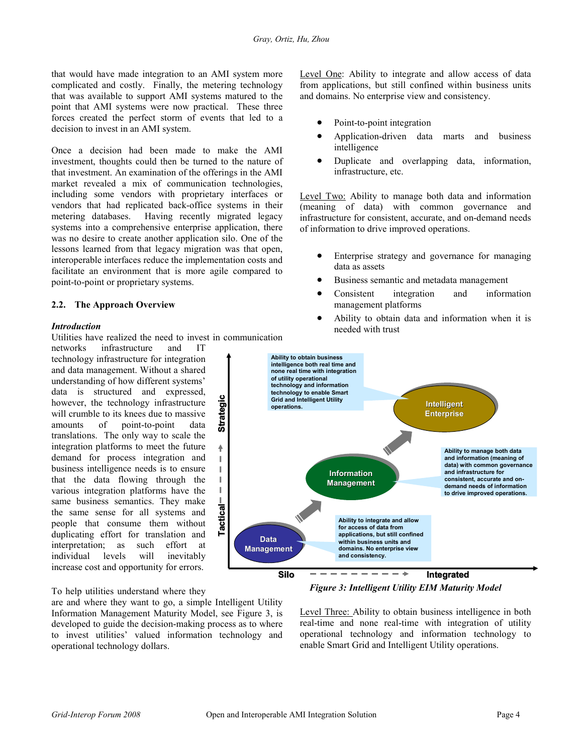that would have made integration to an AMI system more complicated and costly. Finally, the metering technology that was available to support AMI systems matured to the point that AMI systems were now practical. These three forces created the perfect storm of events that led to a decision to invest in an AMI system.

Once a decision had been made to make the AMI investment, thoughts could then be turned to the nature of that investment. An examination of the offerings in the AMI market revealed a mix of communication technologies, including some vendors with proprietary interfaces or vendors that had replicated back-office systems in their metering databases. Having recently migrated legacy systems into a comprehensive enterprise application, there was no desire to create another application silo. One of the lessons learned from that legacy migration was that open, interoperable interfaces reduce the implementation costs and facilitate an environment that is more agile compared to point-to-point or proprietary systems.

### 2.2. The Approach Overview

***Introduction***

Utilities have realized the need to invest in communication networks infrastructure and IT technology infrastructure for integration and data management. Without a shared understanding of how different systems' data is structured and expressed, however, the technology infrastructure will crumble to its knees due to massive amounts of point-to-point data translations. The only way to scale the integration platforms to meet the future demand for process integration and business intelligence needs is to ensure that the data flowing through the various integration platforms have the same business semantics. They make the same sense for all systems and people that consume them without duplicating effort for translation and interpretation; as such effort at individual levels will inevitably increase cost and opportunity for errors.

To help utilities understand where they are and where they want to go, a simple Intelligent Utility Information Management Maturity Model, see Figure 3, is developed to guide the decision-making process as to where to invest utilities' valued information technology and operational technology dollars.

<u>Level One</u>: Ability to integrate and allow access of data from applications, but still confined within business units and domains. No enterprise view and consistency.

- Point-to-point integration
- Application-driven data marts and business intelligence
- Duplicate and overlapping data, information, infrastructure, etc.

<u>Level Two:</u> Ability to manage both data and information (meaning of data) with common governance and infrastructure for consistent, accurate, and on-demand needs of information to drive improved operations.

- Enterprise strategy and governance for managing data as assets
- Business semantic and metadata management
- Consistent integration and information management platforms
- Ability to obtain data and information when it is needed with trust

Strategic

Tactical

Silo

Integrated

Data Management

Ability to integrate and allow for access of data from applications, but still confined within business units and domains. No enterprise view and consistency.

Information Management

Ability to manage both data and information (meaning of data) with common governance and infrastructure for consistent, accurate and on-demand needs of information to drive improved operations.

Intelligent Enterprise

Ability to obtain business intelligence both real time and none real time with integration of utility operational technology and information technology to enable Smart Grid and Intelligent Utility operations.

*Figure 3: Intelligent Utility EIM Maturity Model*

<u>Level Three:</u> Ability to obtain business intelligence in both real-time and none real-time with integration of utility operational technology and information technology to enable Smart Grid and Intelligent Utility operations.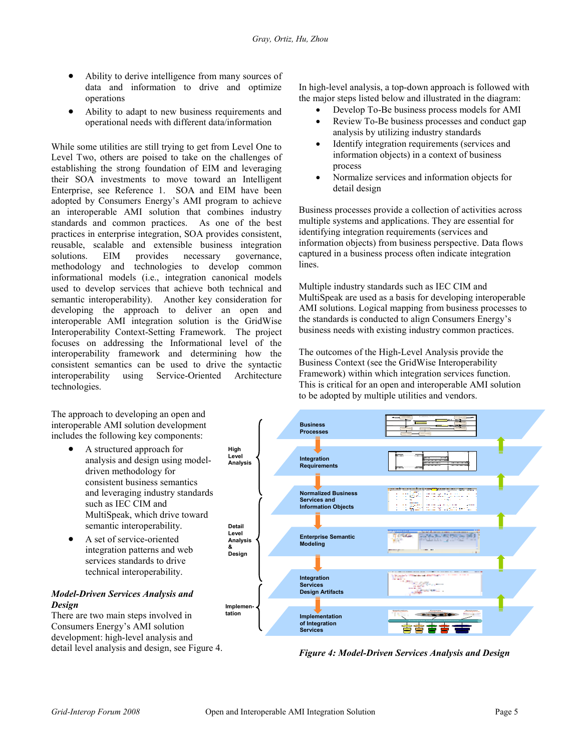- Ability to derive intelligence from many sources of data and information to drive and optimize operations
- Ability to adapt to new business requirements and operational needs with different data/information

While some utilities are still trying to get from Level One to Level Two, others are poised to take on the challenges of establishing the strong foundation of EIM and leveraging their SOA investments to move toward an Intelligent Enterprise, see Reference 1. SOA and EIM have been adopted by Consumers Energy's AMI program to achieve an interoperable AMI solution that combines industry standards and common practices. As one of the best practices in enterprise integration, SOA provides consistent, reusable, scalable and extensible business integration solutions. EIM provides necessary governance, methodology and technologies to develop common informational models (i.e., integration canonical models used to develop services that achieve both technical and semantic interoperability). Another key consideration for developing the approach to deliver an open and interoperable AMI integration solution is the GridWise Interoperability Context-Setting Framework. The project focuses on addressing the Informational level of the interoperability framework and determining how the consistent semantics can be used to drive the syntactic interoperability using Service-Oriented Architecture technologies.

The approach to developing an open and interoperable AMI solution development includes the following key components:

- A structured approach for analysis and design using model-driven methodology for consistent business semantics and leveraging industry standards such as IEC CIM and MultiSpeak, which drive toward semantic interoperability.
- A set of service-oriented integration patterns and web services standards to drive technical interoperability.

***Model-Driven Services Analysis and Design***

There are two main steps involved in Consumers Energy's AMI solution development: high-level analysis and detail level analysis and design, see Figure 4.

In high-level analysis, a top-down approach is followed with the major steps listed below and illustrated in the diagram:

- Develop To-Be business process models for AMI
- Review To-Be business processes and conduct gap analysis by utilizing industry standards
- Identify integration requirements (services and information objects) in a context of business process
- Normalize services and information objects for detail design

Business processes provide a collection of activities across multiple systems and applications. They are essential for identifying integration requirements (services and information objects) from business perspective. Data flows captured in a business process often indicate integration lines.

Multiple industry standards such as IEC CIM and MultiSpeak are used as a basis for developing interoperable AMI solutions. Logical mapping from business processes to the standards is conducted to align Consumers Energy's business needs with existing industry common practices.

The outcomes of the High-Level Analysis provide the Business Context (see the GridWise Interoperability Framework) within which integration services function. This is critical for an open and interoperable AMI solution to be adopted by multiple utilities and vendors.

High Level Analysis

Detail Level Analysis & Design

Implementation

Business Processes

Integration Requirements

Normalized Business Services and Information Objects

Enterprise Semantic Modeling

Integration Services Design Artifacts

Implementation of Integration Services

*Figure 4: Model-Driven Services Analysis and Design*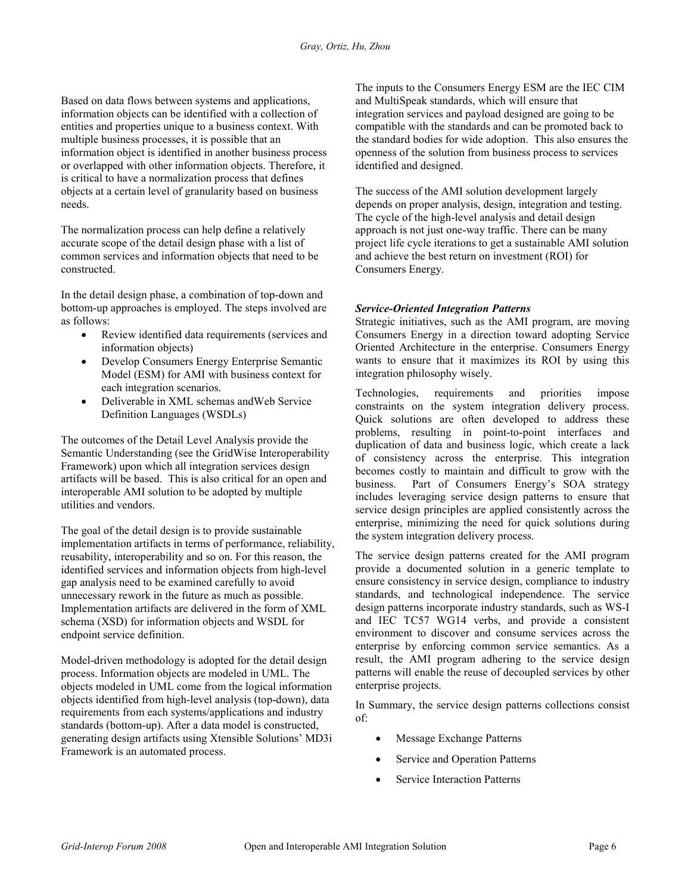Based on data flows between systems and applications, information objects can be identified with a collection of entities and properties unique to a business context. With multiple business processes, it is possible that an information object is identified in another business process or overlapped with other information objects. Therefore, it is critical to have a normalization process that defines objects at a certain level of granularity based on business needs.

The normalization process can help define a relatively accurate scope of the detail design phase with a list of common services and information objects that need to be constructed.

In the detail design phase, a combination of top-down and bottom-up approaches is employed. The steps involved are as follows:

- Review identified data requirements (services and information objects)
- Develop Consumers Energy Enterprise Semantic Model (ESM) for AMI with business context for each integration scenarios.
- Deliverable in XML schemas andWeb Service Definition Languages (WSDLs)

The outcomes of the Detail Level Analysis provide the Semantic Understanding (see the GridWise Interoperability Framework) upon which all integration services design artifacts will be based. This is also critical for an open and interoperable AMI solution to be adopted by multiple utilities and vendors.

The goal of the detail design is to provide sustainable implementation artifacts in terms of performance, reliability, reusability, interoperability and so on. For this reason, the identified services and information objects from high-level gap analysis need to be examined carefully to avoid unnecessary rework in the future as much as possible. Implementation artifacts are delivered in the form of XML schema (XSD) for information objects and WSDL for endpoint service definition.

Model-driven methodology is adopted for the detail design process. Information objects are modeled in UML. The objects modeled in UML come from the logical information objects identified from high-level analysis (top-down), data requirements from each systems/applications and industry standards (bottom-up). After a data model is constructed, generating design artifacts using Xtensible Solutions' MD3i Framework is an automated process.

The inputs to the Consumers Energy ESM are the IEC CIM and MultiSpeak standards, which will ensure that integration services and payload designed are going to be compatible with the standards and can be promoted back to the standard bodies for wide adoption. This also ensures the openness of the solution from business process to services identified and designed.

The success of the AMI solution development largely depends on proper analysis, design, integration and testing. The cycle of the high-level analysis and detail design approach is not just one-way traffic. There can be many project life cycle iterations to get a sustainable AMI solution and achieve the best return on investment (ROI) for Consumers Energy.

***Service-Oriented Integration Patterns***

Strategic initiatives, such as the AMI program, are moving Consumers Energy in a direction toward adopting Service Oriented Architecture in the enterprise. Consumers Energy wants to ensure that it maximizes its ROI by using this integration philosophy wisely.

Technologies, requirements and priorities impose constraints on the system integration delivery process. Quick solutions are often developed to address these problems, resulting in point-to-point interfaces and duplication of data and business logic, which create a lack of consistency across the enterprise. This integration becomes costly to maintain and difficult to grow with the business. Part of Consumers Energy's SOA strategy includes leveraging service design patterns to ensure that service design principles are applied consistently across the enterprise, minimizing the need for quick solutions during the system integration delivery process.

The service design patterns created for the AMI program provide a documented solution in a generic template to ensure consistency in service design, compliance to industry standards, and technological independence. The service design patterns incorporate industry standards, such as WS-I and IEC TC57 WG14 verbs, and provide a consistent environment to discover and consume services across the enterprise by enforcing common service semantics. As a result, the AMI program adhering to the service design patterns will enable the reuse of decoupled services by other enterprise projects.

In Summary, the service design patterns collections consist of:

- Message Exchange Patterns
- Service and Operation Patterns
- Service Interaction Patterns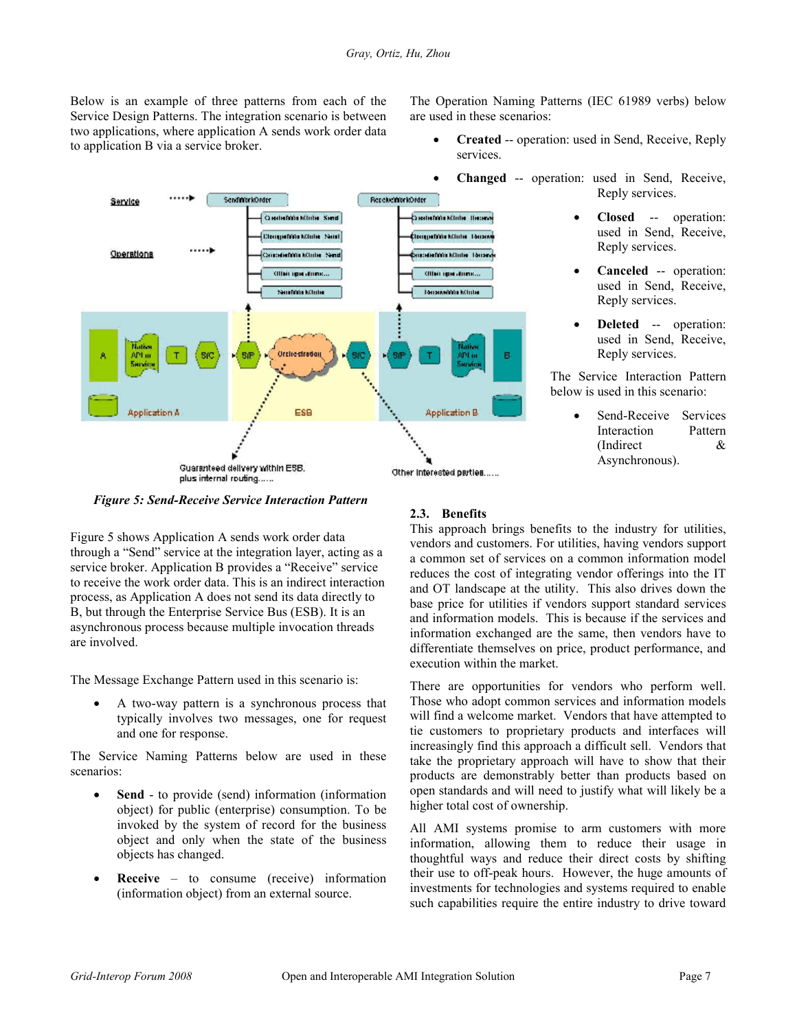Below is an example of three patterns from each of the Service Design Patterns. The integration scenario is between two applications, where application A sends work order data to application B via a service broker.

Service
Operations
SendWorkOrder
ReceiveWorkOrder
Application A
ESB
Application B
Orchestration
Guaranteed delivery within ESB, plus internal routing……
Other interested parties……

*Figure 5: Send-Receive Service Interaction Pattern*

Figure 5 shows Application A sends work order data through a "Send" service at the integration layer, acting as a service broker. Application B provides a "Receive" service to receive the work order data. This is an indirect interaction process, as Application A does not send its data directly to B, but through the Enterprise Service Bus (ESB). It is an asynchronous process because multiple invocation threads are involved.

The Message Exchange Pattern used in this scenario is:

- A two-way pattern is a synchronous process that typically involves two messages, one for request and one for response.

The Service Naming Patterns below are used in these scenarios:

- **Send** - to provide (send) information (information object) for public (enterprise) consumption. To be invoked by the system of record for the business object and only when the state of the business objects has changed.
- **Receive** – to consume (receive) information (information object) from an external source.

The Operation Naming Patterns (IEC 61989 verbs) below are used in these scenarios:

- **Created** -- operation: used in Send, Receive, Reply services.
- **Changed** -- operation: used in Send, Receive, Reply services.
- **Closed** -- operation: used in Send, Receive, Reply services.
- **Canceled** -- operation: used in Send, Receive, Reply services.
- **Deleted** -- operation: used in Send, Receive, Reply services.

The Service Interaction Pattern below is used in this scenario:

- Send-Receive Services Interaction Pattern (Indirect & Asynchronous).

### 2.3. Benefits

This approach brings benefits to the industry for utilities, vendors and customers. For utilities, having vendors support a common set of services on a common information model reduces the cost of integrating vendor offerings into the IT and OT landscape at the utility. This also drives down the base price for utilities if vendors support standard services and information models. This is because if the services and information exchanged are the same, then vendors have to differentiate themselves on price, product performance, and execution within the market.

There are opportunities for vendors who perform well. Those who adopt common services and information models will find a welcome market. Vendors that have attempted to tie customers to proprietary products and interfaces will increasingly find this approach a difficult sell. Vendors that take the proprietary approach will have to show that their products are demonstrably better than products based on open standards and will need to justify what will likely be a higher total cost of ownership.

All AMI systems promise to arm customers with more information, allowing them to reduce their usage in thoughtful ways and reduce their direct costs by shifting their use to off-peak hours. However, the huge amounts of investments for technologies and systems required to enable such capabilities require the entire industry to drive toward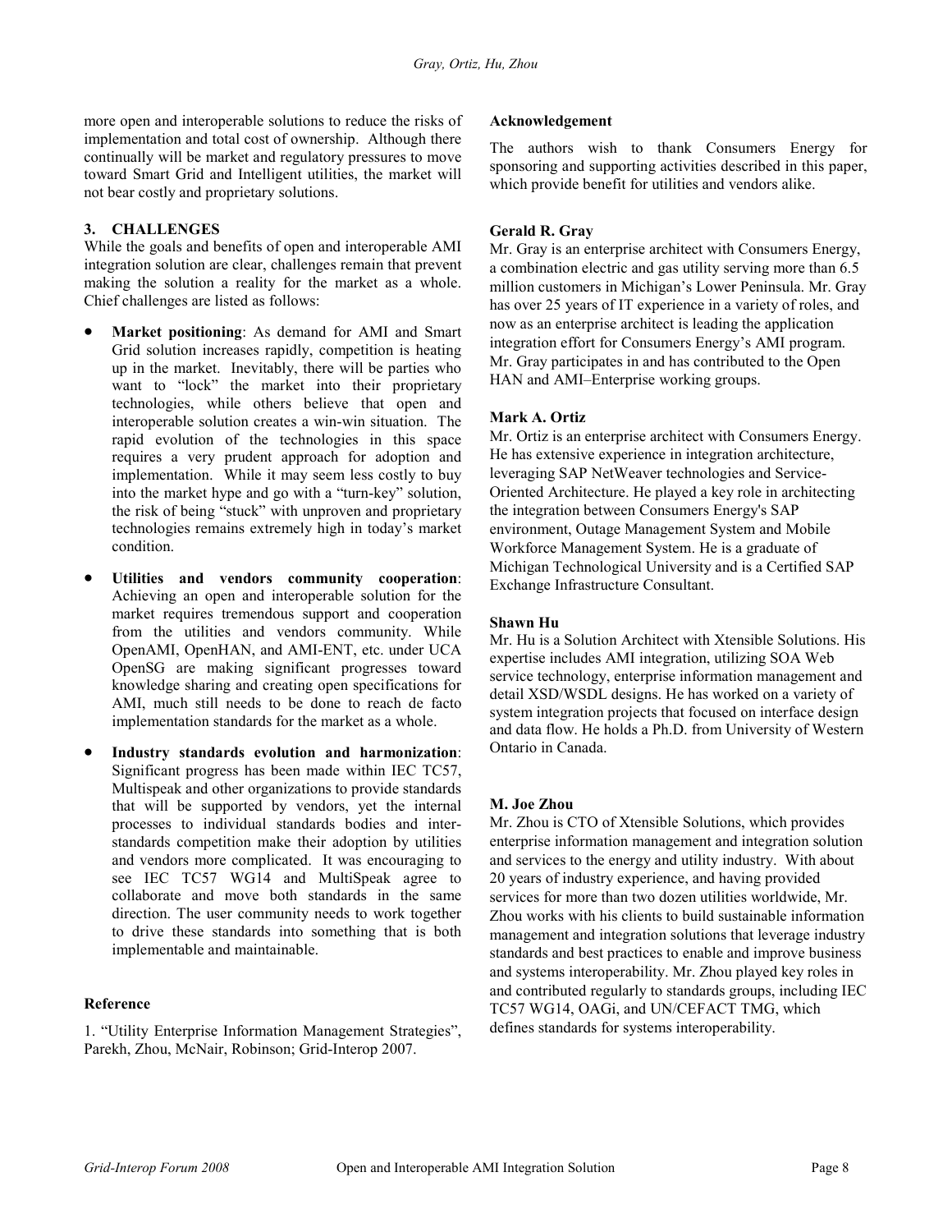more open and interoperable solutions to reduce the risks of implementation and total cost of ownership. Although there continually will be market and regulatory pressures to move toward Smart Grid and Intelligent utilities, the market will not bear costly and proprietary solutions.

## 3. CHALLENGES

While the goals and benefits of open and interoperable AMI integration solution are clear, challenges remain that prevent making the solution a reality for the market as a whole. Chief challenges are listed as follows:

- **Market positioning**: As demand for AMI and Smart Grid solution increases rapidly, competition is heating up in the market. Inevitably, there will be parties who want to "lock" the market into their proprietary technologies, while others believe that open and interoperable solution creates a win-win situation. The rapid evolution of the technologies in this space requires a very prudent approach for adoption and implementation. While it may seem less costly to buy into the market hype and go with a "turn-key" solution, the risk of being "stuck" with unproven and proprietary technologies remains extremely high in today's market condition.
- **Utilities and vendors community cooperation**: Achieving an open and interoperable solution for the market requires tremendous support and cooperation from the utilities and vendors community. While OpenAMI, OpenHAN, and AMI-ENT, etc. under UCA OpenSG are making significant progresses toward knowledge sharing and creating open specifications for AMI, much still needs to be done to reach de facto implementation standards for the market as a whole.
- **Industry standards evolution and harmonization**: Significant progress has been made within IEC TC57, Multispeak and other organizations to provide standards that will be supported by vendors, yet the internal processes to individual standards bodies and inter-standards competition make their adoption by utilities and vendors more complicated. It was encouraging to see IEC TC57 WG14 and MultiSpeak agree to collaborate and move both standards in the same direction. The user community needs to work together to drive these standards into something that is both implementable and maintainable.

### Reference

1. "Utility Enterprise Information Management Strategies", Parekh, Zhou, McNair, Robinson; Grid-Interop 2007.

### Acknowledgement

The authors wish to thank Consumers Energy for sponsoring and supporting activities described in this paper, which provide benefit for utilities and vendors alike.

### Gerald R. Gray

Mr. Gray is an enterprise architect with Consumers Energy, a combination electric and gas utility serving more than 6.5 million customers in Michigan's Lower Peninsula. Mr. Gray has over 25 years of IT experience in a variety of roles, and now as an enterprise architect is leading the application integration effort for Consumers Energy's AMI program. Mr. Gray participates in and has contributed to the Open HAN and AMI–Enterprise working groups.

### Mark A. Ortiz

Mr. Ortiz is an enterprise architect with Consumers Energy. He has extensive experience in integration architecture, leveraging SAP NetWeaver technologies and Service-Oriented Architecture. He played a key role in architecting the integration between Consumers Energy's SAP environment, Outage Management System and Mobile Workforce Management System. He is a graduate of Michigan Technological University and is a Certified SAP Exchange Infrastructure Consultant.

### Shawn Hu

Mr. Hu is a Solution Architect with Xtensible Solutions. His expertise includes AMI integration, utilizing SOA Web service technology, enterprise information management and detail XSD/WSDL designs. He has worked on a variety of system integration projects that focused on interface design and data flow. He holds a Ph.D. from University of Western Ontario in Canada.

### M. Joe Zhou

Mr. Zhou is CTO of Xtensible Solutions, which provides enterprise information management and integration solution and services to the energy and utility industry. With about 20 years of industry experience, and having provided services for more than two dozen utilities worldwide, Mr. Zhou works with his clients to build sustainable information management and integration solutions that leverage industry standards and best practices to enable and improve business and systems interoperability. Mr. Zhou played key roles in and contributed regularly to standards groups, including IEC TC57 WG14, OAGi, and UN/CEFACT TMG, which defines standards for systems interoperability.